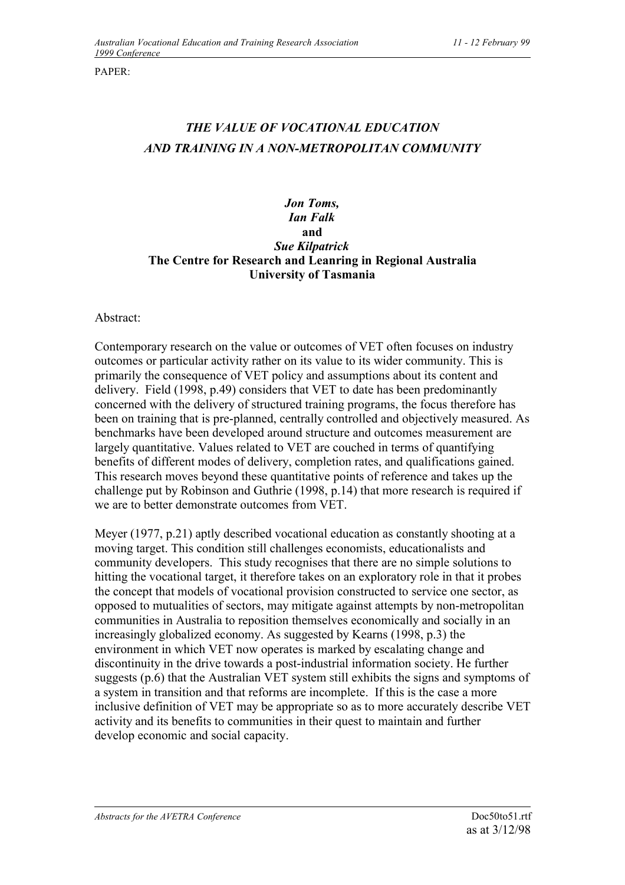PAPER:

# *THE VALUE OF VOCATIONAL EDUCATION AND TRAINING IN A NON-METROPOLITAN COMMUNITY*

***Jon Toms,***
***Ian Falk***
**and**
***Sue Kilpatrick***
**The Centre for Research and Leanring in Regional Australia**
**University of Tasmania**

Abstract:

Contemporary research on the value or outcomes of VET often focuses on industry outcomes or particular activity rather on its value to its wider community. This is primarily the consequence of VET policy and assumptions about its content and delivery. Field (1998, p.49) considers that VET to date has been predominantly concerned with the delivery of structured training programs, the focus therefore has been on training that is pre-planned, centrally controlled and objectively measured. As benchmarks have been developed around structure and outcomes measurement are largely quantitative. Values related to VET are couched in terms of quantifying benefits of different modes of delivery, completion rates, and qualifications gained. This research moves beyond these quantitative points of reference and takes up the challenge put by Robinson and Guthrie (1998, p.14) that more research is required if we are to better demonstrate outcomes from VET.

Meyer (1977, p.21) aptly described vocational education as constantly shooting at a moving target. This condition still challenges economists, educationalists and community developers. This study recognises that there are no simple solutions to hitting the vocational target, it therefore takes on an exploratory role in that it probes the concept that models of vocational provision constructed to service one sector, as opposed to mutualities of sectors, may mitigate against attempts by non-metropolitan communities in Australia to reposition themselves economically and socially in an increasingly globalized economy. As suggested by Kearns (1998, p.3) the environment in which VET now operates is marked by escalating change and discontinuity in the drive towards a post-industrial information society. He further suggests (p.6) that the Australian VET system still exhibits the signs and symptoms of a system in transition and that reforms are incomplete. If this is the case a more inclusive definition of VET may be appropriate so as to more accurately describe VET activity and its benefits to communities in their quest to maintain and further develop economic and social capacity.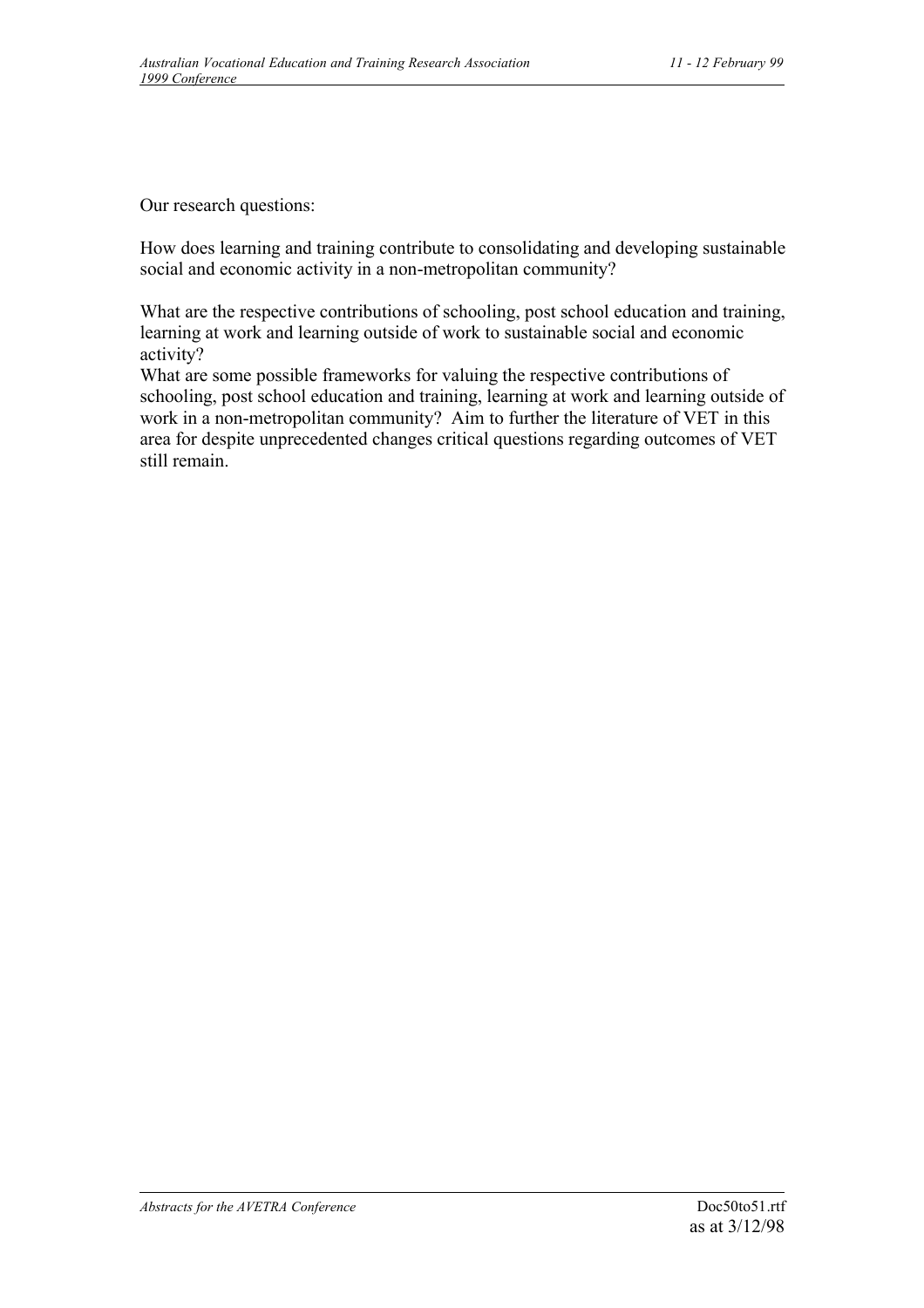Our research questions:

How does learning and training contribute to consolidating and developing sustainable social and economic activity in a non-metropolitan community?

What are the respective contributions of schooling, post school education and training, learning at work and learning outside of work to sustainable social and economic activity?
What are some possible frameworks for valuing the respective contributions of schooling, post school education and training, learning at work and learning outside of work in a non-metropolitan community? Aim to further the literature of VET in this area for despite unprecedented changes critical questions regarding outcomes of VET still remain.